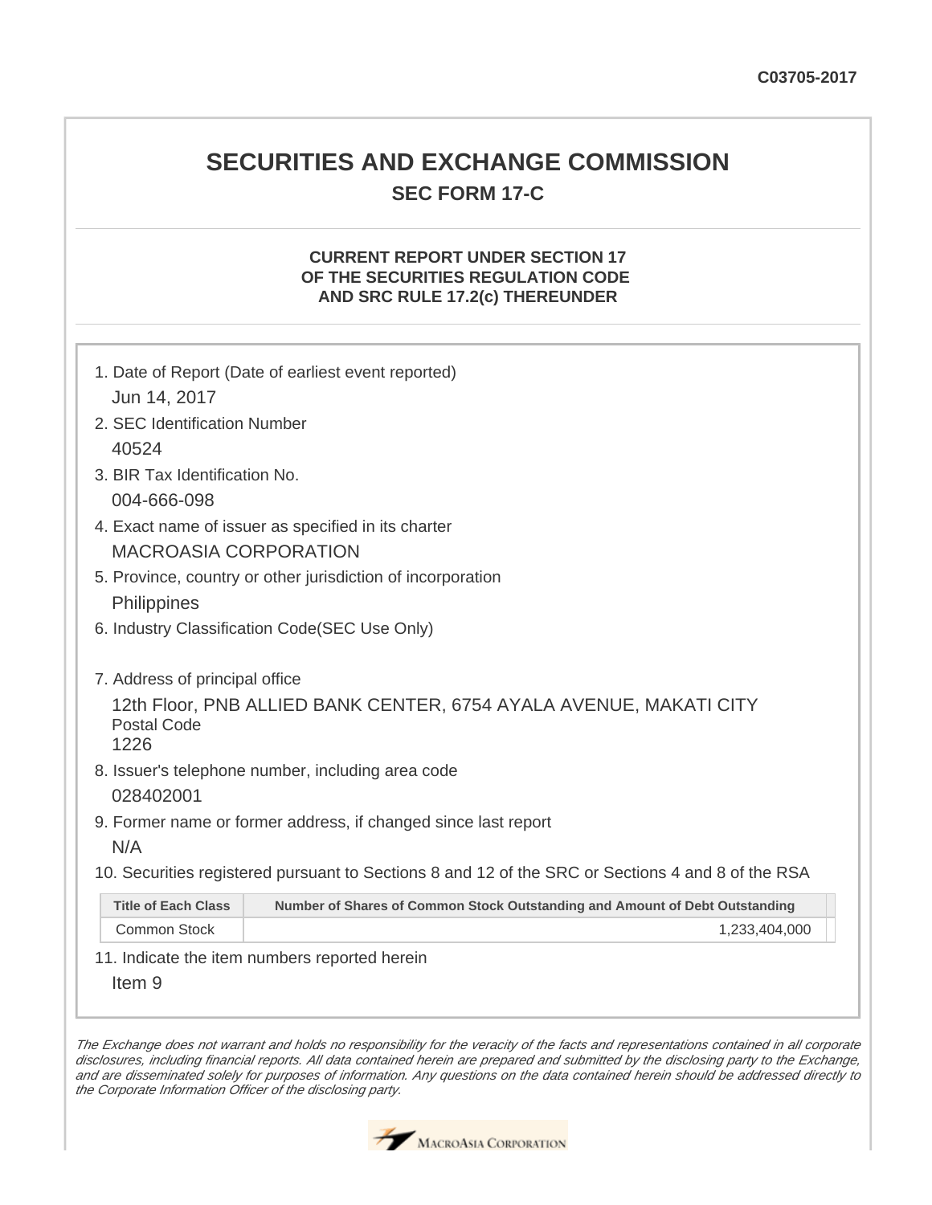C03705-2017

# SECURITIES AND EXCHANGE COMMISSION

## SEC FORM 17-C

### CURRENT REPORT UNDER SECTION 17 OF THE SECURITIES REGULATION CODE AND SRC RULE 17.2(c) THEREUNDER

1. Date of Report (Date of earliest event reported)

   Jun 14, 2017

2. SEC Identification Number

   40524

3. BIR Tax Identification No.

   004-666-098

4. Exact name of issuer as specified in its charter

   MACROASIA CORPORATION

5. Province, country or other jurisdiction of incorporation

   Philippines

6. Industry Classification Code(SEC Use Only)

7. Address of principal office

   12th Floor, PNB ALLIED BANK CENTER, 6754 AYALA AVENUE, MAKATI CITY

   Postal Code

   1226

8. Issuer's telephone number, including area code

   028402001

9. Former name or former address, if changed since last report

   N/A

10. Securities registered pursuant to Sections 8 and 12 of the SRC or Sections 4 and 8 of the RSA

| Title of Each Class | Number of Shares of Common Stock Outstanding and Amount of Debt Outstanding |
|---|---|
| Common Stock | 1,233,404,000 |

11. Indicate the item numbers reported herein

   Item 9

*The Exchange does not warrant and holds no responsibility for the veracity of the facts and representations contained in all corporate disclosures, including financial reports. All data contained herein are prepared and submitted by the disclosing party to the Exchange, and are disseminated solely for purposes of information. Any questions on the data contained herein should be addressed directly to the Corporate Information Officer of the disclosing party.*

MacroAsia Corporation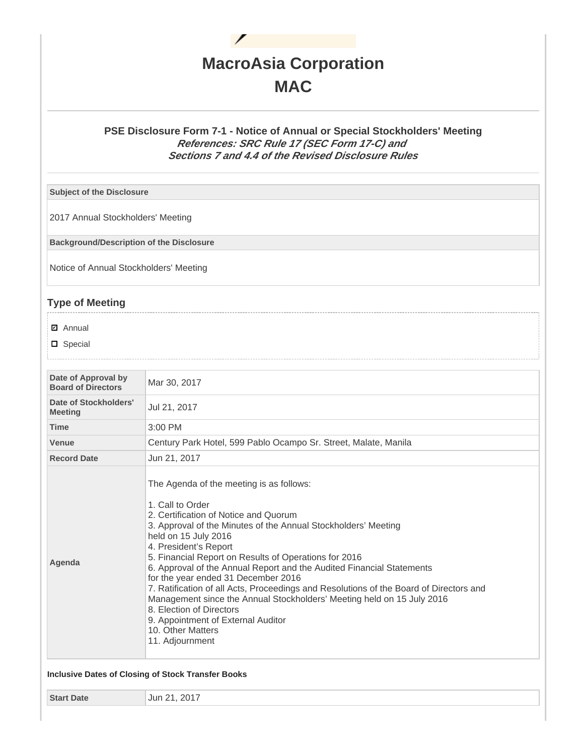# MacroAsia Corporation
# MAC

### PSE Disclosure Form 7-1 - Notice of Annual or Special Stockholders' Meeting
***References: SRC Rule 17 (SEC Form 17-C) and Sections 7 and 4.4 of the Revised Disclosure Rules***

| **Subject of the Disclosure** |
|---|
| 2017 Annual Stockholders' Meeting |
| **Background/Description of the Disclosure** |
| Notice of Annual Stockholders' Meeting |

## Type of Meeting

- ☑ Annual
- ☐ Special

| | |
|---|---|
| **Date of Approval by Board of Directors** | Mar 30, 2017 |
| **Date of Stockholders' Meeting** | Jul 21, 2017 |
| **Time** | 3:00 PM |
| **Venue** | Century Park Hotel, 599 Pablo Ocampo Sr. Street, Malate, Manila |
| **Record Date** | Jun 21, 2017 |
| **Agenda** | The Agenda of the meeting is as follows:<br><br>1. Call to Order<br>2. Certification of Notice and Quorum<br>3. Approval of the Minutes of the Annual Stockholders' Meeting held on 15 July 2016<br>4. President's Report<br>5. Financial Report on Results of Operations for 2016<br>6. Approval of the Annual Report and the Audited Financial Statements for the year ended 31 December 2016<br>7. Ratification of all Acts, Proceedings and Resolutions of the Board of Directors and Management since the Annual Stockholders' Meeting held on 15 July 2016<br>8. Election of Directors<br>9. Appointment of External Auditor<br>10. Other Matters<br>11. Adjournment |

#### Inclusive Dates of Closing of Stock Transfer Books

| | |
|---|---|
| **Start Date** | Jun 21, 2017 |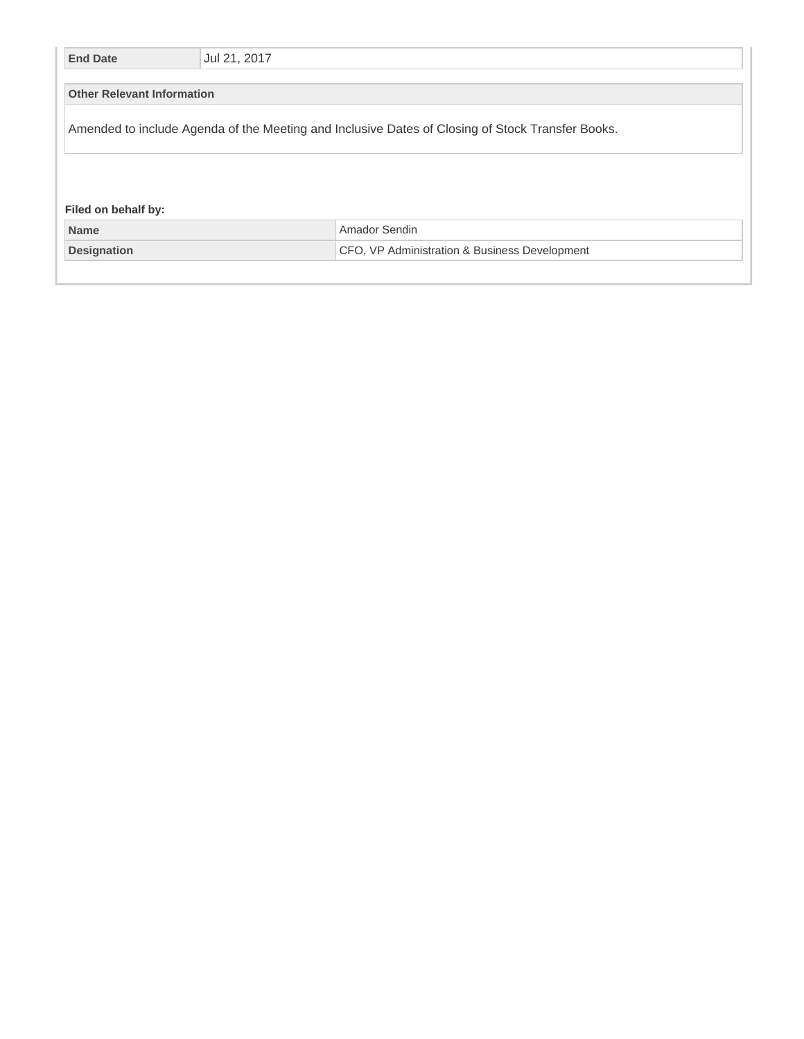| | |
|---|---|
| **End Date** | Jul 21, 2017 |

| **Other Relevant Information** |
|---|
| Amended to include Agenda of the Meeting and Inclusive Dates of Closing of Stock Transfer Books. |

**Filed on behalf by:**

| | |
|---|---|
| **Name** | Amador Sendin |
| **Designation** | CFO, VP Administration & Business Development |